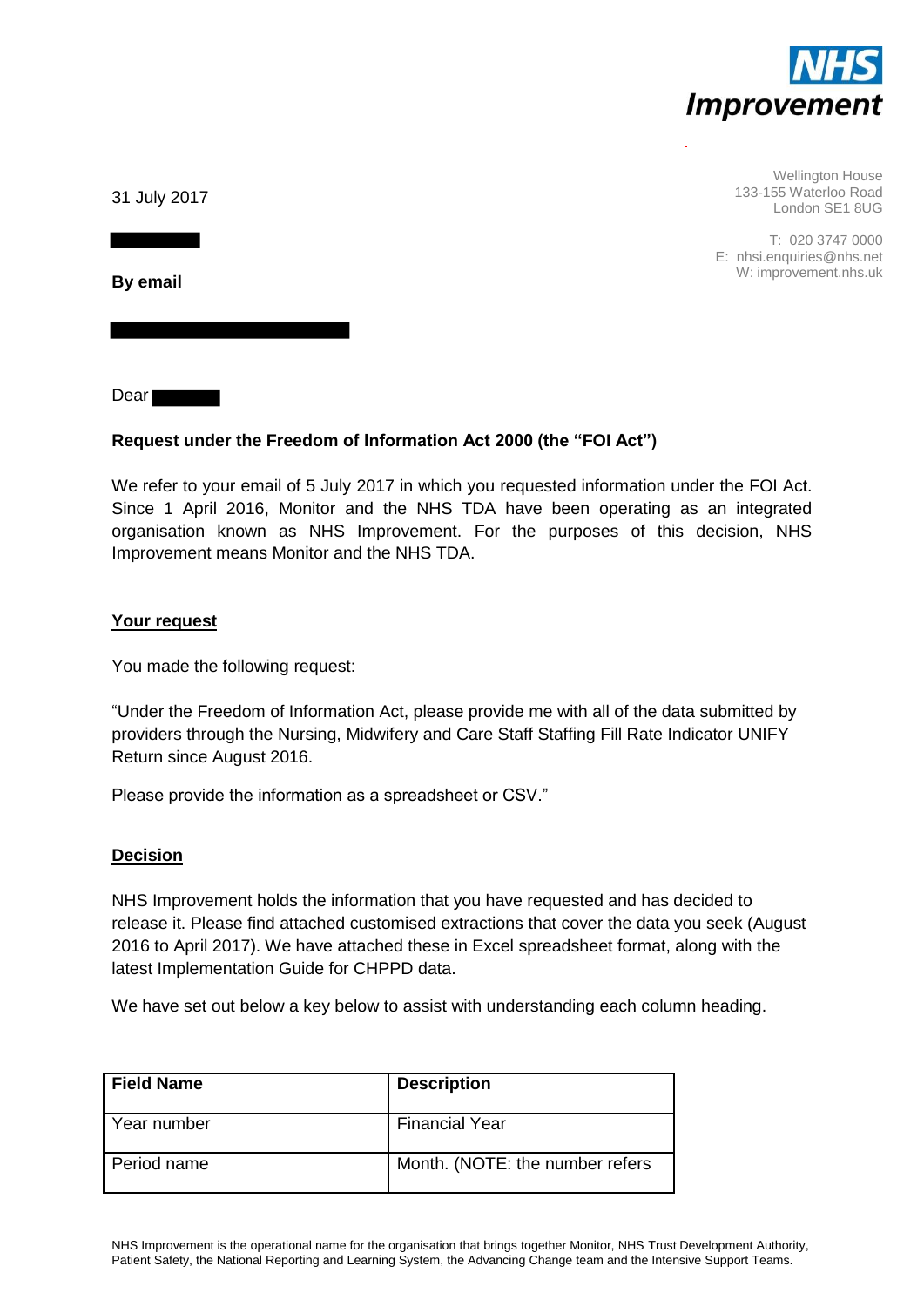**NHS Improvement**

Wellington House
133-155 Waterloo Road
London SE1 8UG

T: 020 3747 0000
E: nhsi.enquiries@nhs.net
W: improvement.nhs.uk

31 July 2017

**By email**

Dear

**Request under the Freedom of Information Act 2000 (the "FOI Act")**

We refer to your email of 5 July 2017 in which you requested information under the FOI Act. Since 1 April 2016, Monitor and the NHS TDA have been operating as an integrated organisation known as NHS Improvement. For the purposes of this decision, NHS Improvement means Monitor and the NHS TDA.

**Your request**

You made the following request:

"Under the Freedom of Information Act, please provide me with all of the data submitted by providers through the Nursing, Midwifery and Care Staff Staffing Fill Rate Indicator UNIFY Return since August 2016.

Please provide the information as a spreadsheet or CSV."

**Decision**

NHS Improvement holds the information that you have requested and has decided to release it. Please find attached customised extractions that cover the data you seek (August 2016 to April 2017). We have attached these in Excel spreadsheet format, along with the latest Implementation Guide for CHPPD data.

We have set out below a key below to assist with understanding each column heading.

| Field Name | Description |
| --- | --- |
| Year number | Financial Year |
| Period name | Month. (NOTE: the number refers |

NHS Improvement is the operational name for the organisation that brings together Monitor, NHS Trust Development Authority, Patient Safety, the National Reporting and Learning System, the Advancing Change team and the Intensive Support Teams.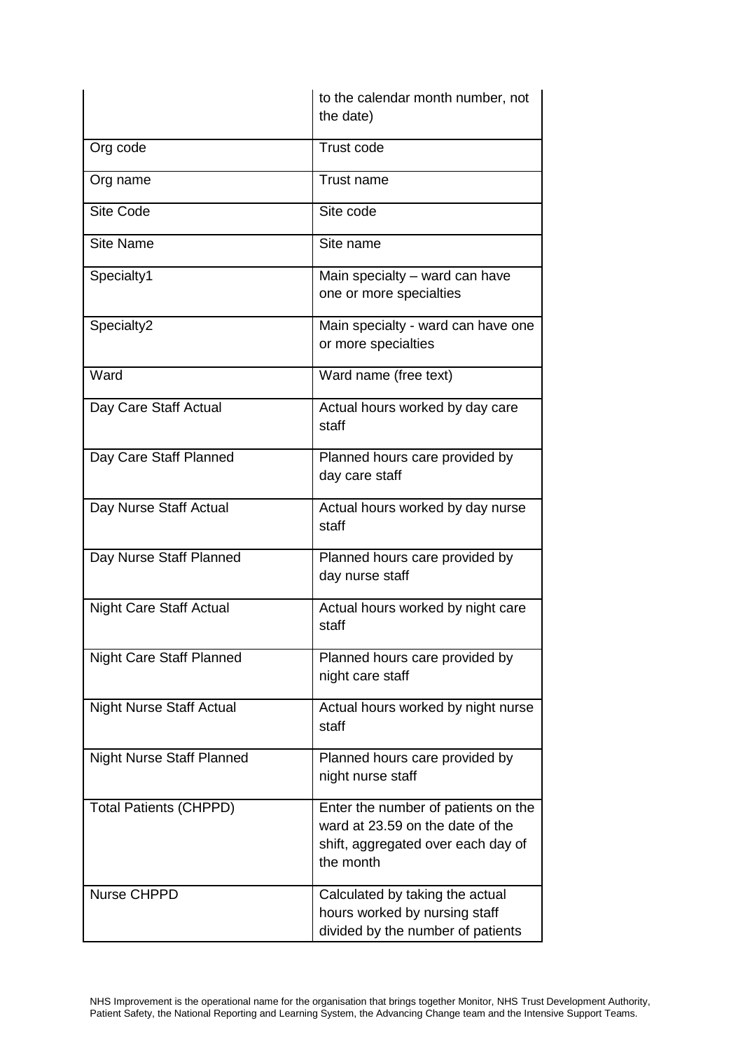| | |
|---|---|
| | to the calendar month number, not the date) |
| Org code | Trust code |
| Org name | Trust name |
| Site Code | Site code |
| Site Name | Site name |
| Specialty1 | Main specialty – ward can have one or more specialties |
| Specialty2 | Main specialty - ward can have one or more specialties |
| Ward | Ward name (free text) |
| Day Care Staff Actual | Actual hours worked by day care staff |
| Day Care Staff Planned | Planned hours care provided by day care staff |
| Day Nurse Staff Actual | Actual hours worked by day nurse staff |
| Day Nurse Staff Planned | Planned hours care provided by day nurse staff |
| Night Care Staff Actual | Actual hours worked by night care staff |
| Night Care Staff Planned | Planned hours care provided by night care staff |
| Night Nurse Staff Actual | Actual hours worked by night nurse staff |
| Night Nurse Staff Planned | Planned hours care provided by night nurse staff |
| Total Patients (CHPPD) | Enter the number of patients on the ward at 23.59 on the date of the shift, aggregated over each day of the month |
| Nurse CHPPD | Calculated by taking the actual hours worked by nursing staff divided by the number of patients |

NHS Improvement is the operational name for the organisation that brings together Monitor, NHS Trust Development Authority, Patient Safety, the National Reporting and Learning System, the Advancing Change team and the Intensive Support Teams.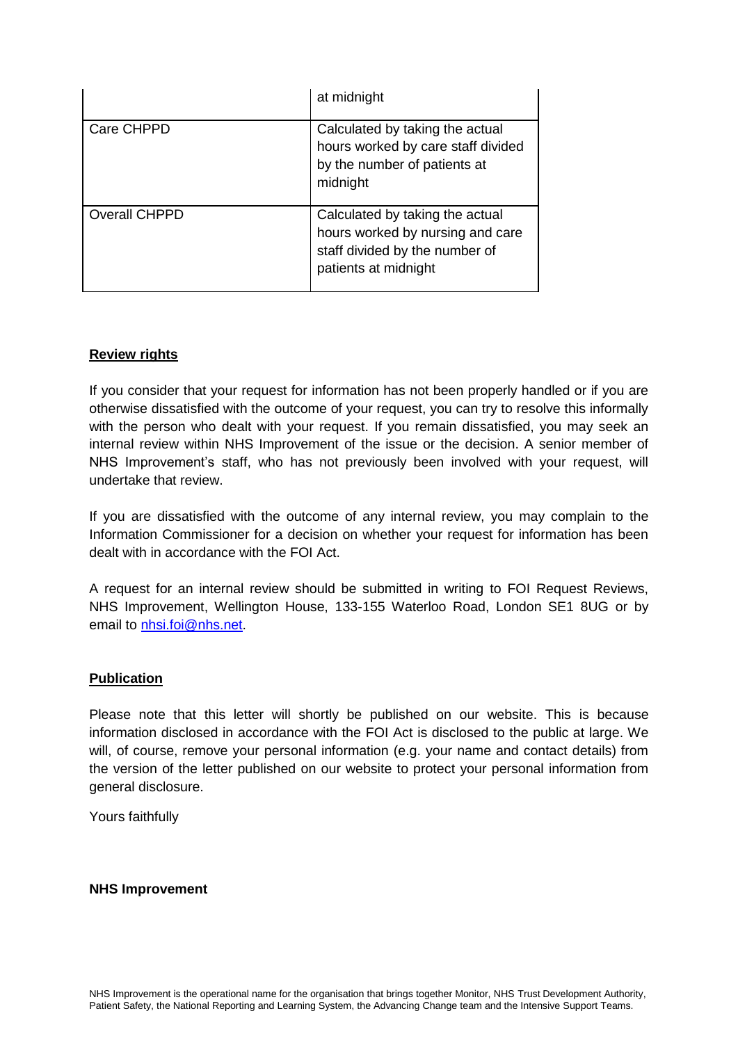| | |
|---|---|
| | at midnight |
| Care CHPPD | Calculated by taking the actual hours worked by care staff divided by the number of patients at midnight |
| Overall CHPPD | Calculated by taking the actual hours worked by nursing and care staff divided by the number of patients at midnight |

**Review rights**

If you consider that your request for information has not been properly handled or if you are otherwise dissatisfied with the outcome of your request, you can try to resolve this informally with the person who dealt with your request. If you remain dissatisfied, you may seek an internal review within NHS Improvement of the issue or the decision. A senior member of NHS Improvement's staff, who has not previously been involved with your request, will undertake that review.

If you are dissatisfied with the outcome of any internal review, you may complain to the Information Commissioner for a decision on whether your request for information has been dealt with in accordance with the FOI Act.

A request for an internal review should be submitted in writing to FOI Request Reviews, NHS Improvement, Wellington House, 133-155 Waterloo Road, London SE1 8UG or by email to nhsi.foi@nhs.net.

**Publication**

Please note that this letter will shortly be published on our website. This is because information disclosed in accordance with the FOI Act is disclosed to the public at large. We will, of course, remove your personal information (e.g. your name and contact details) from the version of the letter published on our website to protect your personal information from general disclosure.

Yours faithfully

**NHS Improvement**

NHS Improvement is the operational name for the organisation that brings together Monitor, NHS Trust Development Authority, Patient Safety, the National Reporting and Learning System, the Advancing Change team and the Intensive Support Teams.